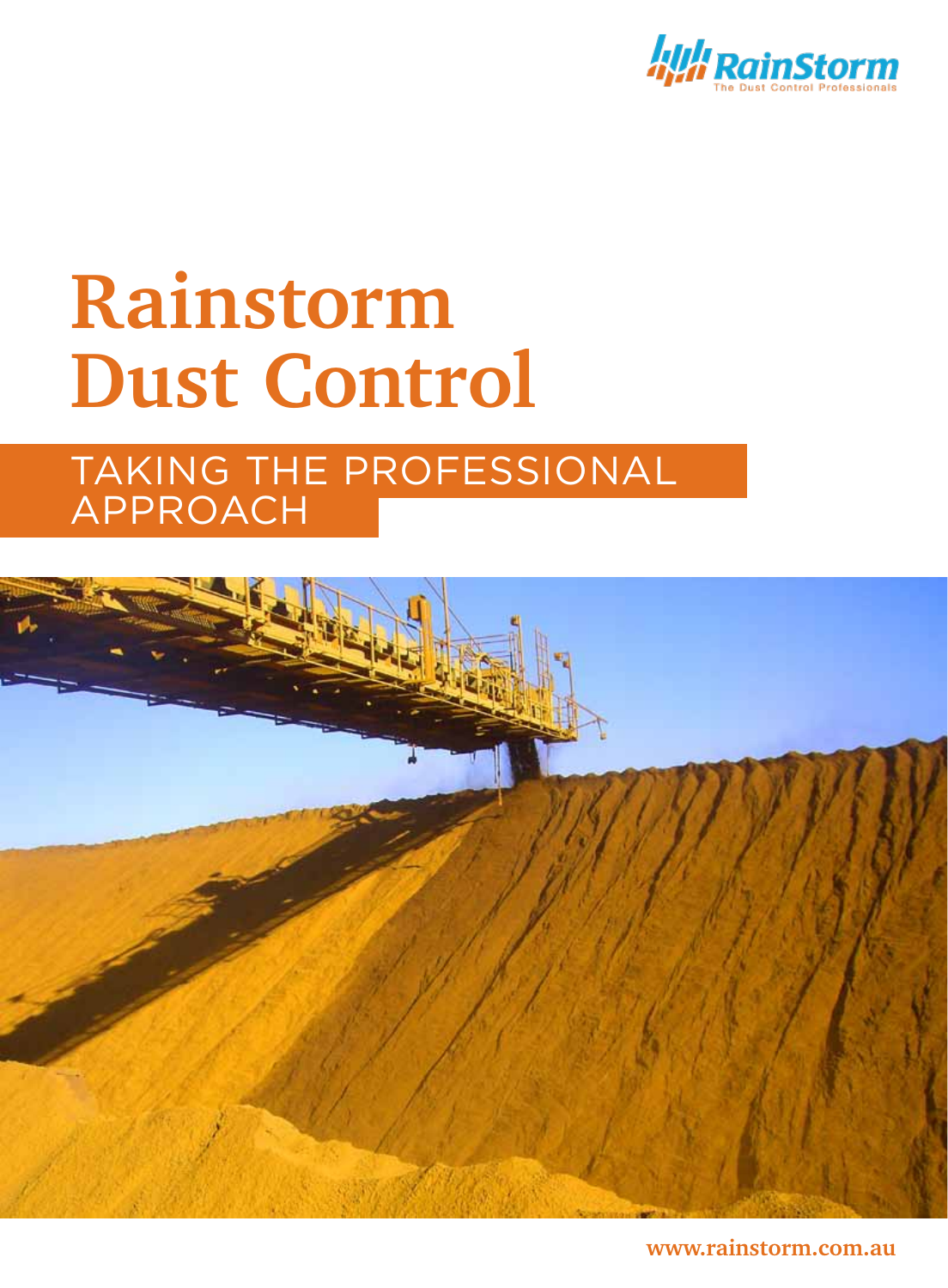RainStorm
The Dust Control Professionals

# Rainstorm Dust Control

## TAKING THE PROFESSIONAL APPROACH

www.rainstorm.com.au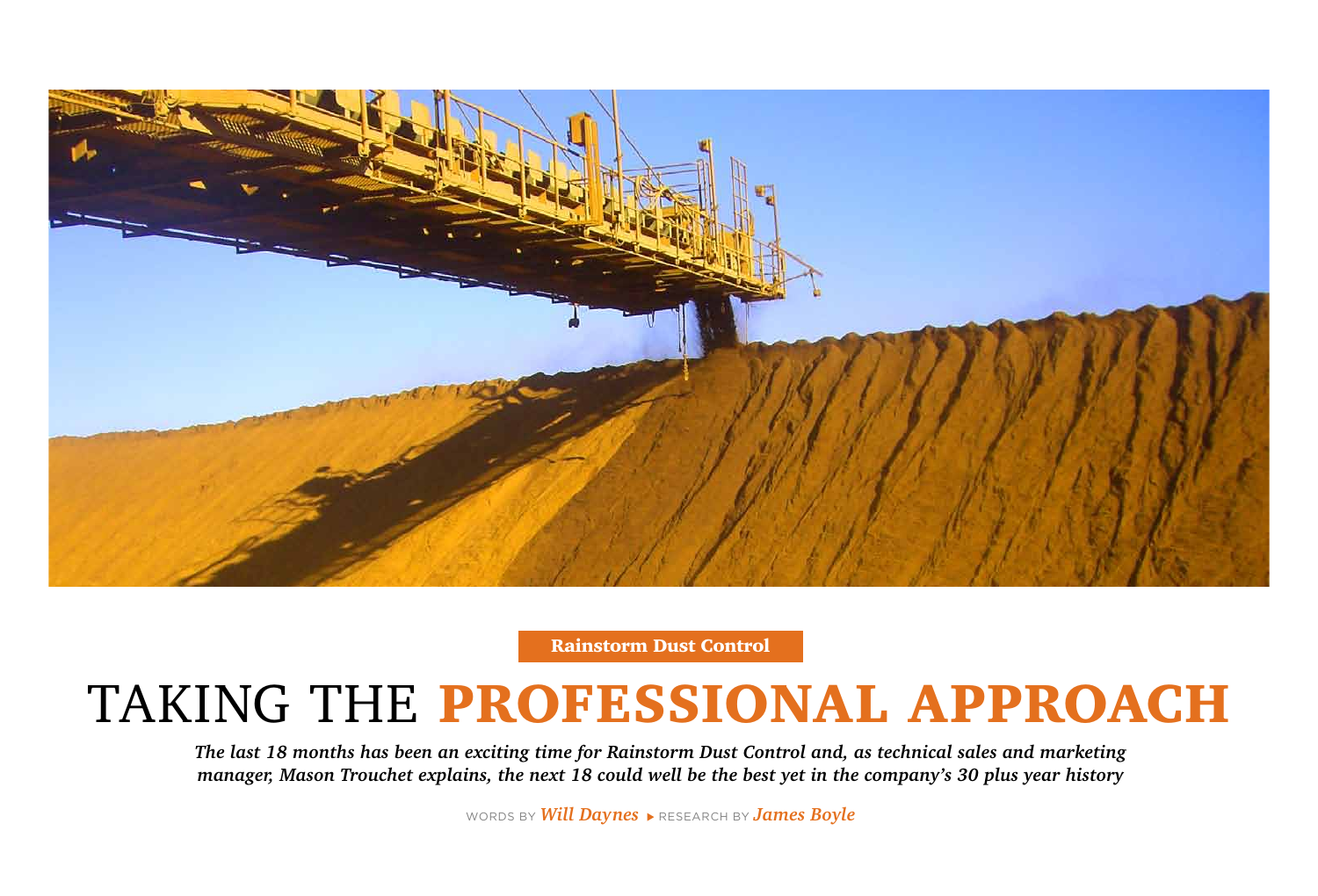Rainstorm Dust Control

# TAKING THE **PROFESSIONAL APPROACH**

***The last 18 months has been an exciting time for Rainstorm Dust Control and, as technical sales and marketing manager, Mason Trouchet explains, the next 18 could well be the best yet in the company's 30 plus year history***

WORDS BY *Will Daynes* ▸ RESEARCH BY *James Boyle*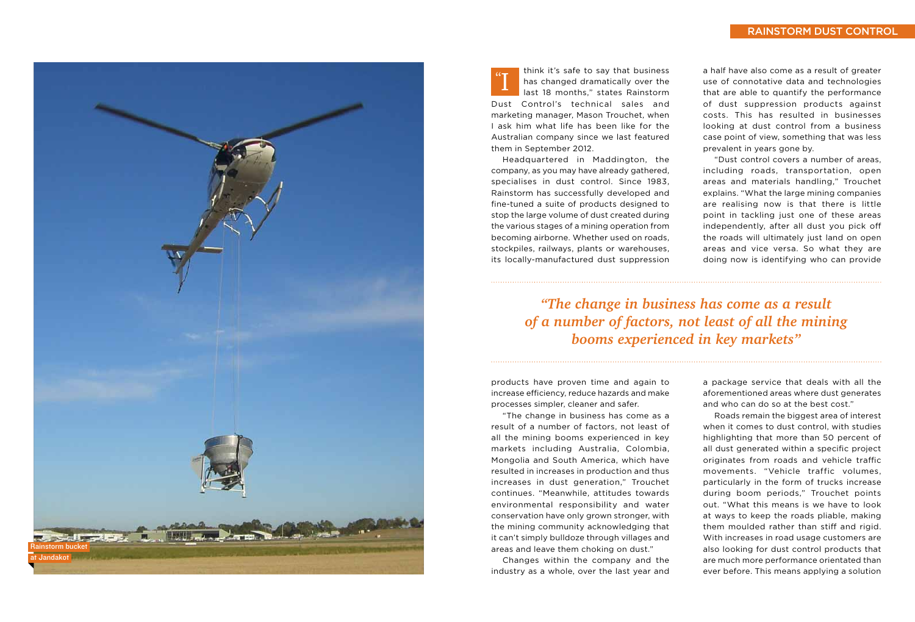"I think it's safe to say that business has changed dramatically over the last 18 months," states Rainstorm Dust Control's technical sales and marketing manager, Mason Trouchet, when I ask him what life has been like for the Australian company since we last featured them in September 2012.

Headquartered in Maddington, the company, as you may have already gathered, specialises in dust control. Since 1983, Rainstorm has successfully developed and fine-tuned a suite of products designed to stop the large volume of dust created during the various stages of a mining operation from becoming airborne. Whether used on roads, stockpiles, railways, plants or warehouses, its locally-manufactured dust suppression products have proven time and again to increase efficiency, reduce hazards and make processes simpler, cleaner and safer.

"The change in business has come as a result of a number of factors, not least of all the mining booms experienced in key markets including Australia, Colombia, Mongolia and South America, which have resulted in increases in production and thus increases in dust generation," Trouchet continues. "Meanwhile, attitudes towards environmental responsibility and water conservation have only grown stronger, with the mining community acknowledging that it can't simply bulldoze through villages and areas and leave them choking on dust."

Changes within the company and the industry as a whole, over the last year and a half have also come as a result of greater use of connotative data and technologies that are able to quantify the performance of dust suppression products against costs. This has resulted in businesses looking at dust control from a business case point of view, something that was less prevalent in years gone by.

"Dust control covers a number of areas, including roads, transportation, open areas and materials handling," Trouchet explains. "What the large mining companies are realising now is that there is little point in tackling just one of these areas independently, after all dust you pick off the roads will ultimately just land on open areas and vice versa. So what they are doing now is identifying who can provide a package service that deals with all the aforementioned areas where dust generates and who can do so at the best cost."

*"The change in business has come as a result of a number of factors, not least of all the mining booms experienced in key markets"*

Roads remain the biggest area of interest when it comes to dust control, with studies highlighting that more than 50 percent of all dust generated within a specific project originates from roads and vehicle traffic movements. "Vehicle traffic volumes, particularly in the form of trucks increase during boom periods," Trouchet points out. "What this means is we have to look at ways to keep the roads pliable, making them moulded rather than stiff and rigid. With increases in road usage customers are also looking for dust control products that are much more performance orientated than ever before. This means applying a solution

Rainstorm bucket at Jandakot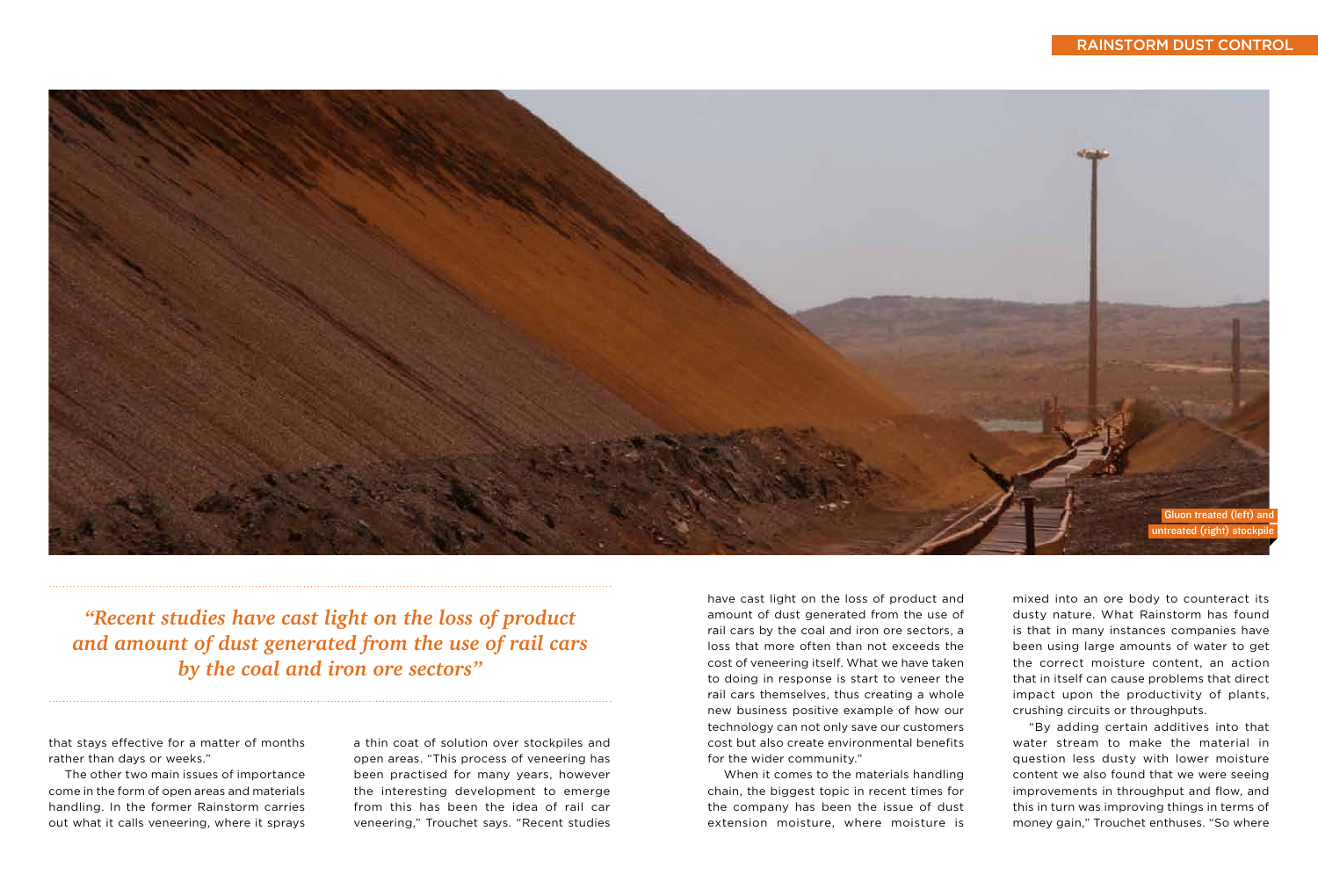Gluon treated (left) and untreated (right) stockpile

> *"Recent studies have cast light on the loss of product and amount of dust generated from the use of rail cars by the coal and iron ore sectors"*

that stays effective for a matter of months rather than days or weeks."

The other two main issues of importance come in the form of open areas and materials handling. In the former Rainstorm carries out what it calls veneering, where it sprays a thin coat of solution over stockpiles and open areas. "This process of veneering has been practised for many years, however the interesting development to emerge from this has been the idea of rail car veneering," Trouchet says. "Recent studies have cast light on the loss of product and amount of dust generated from the use of rail cars by the coal and iron ore sectors, a loss that more often than not exceeds the cost of veneering itself. What we have taken to doing in response is start to veneer the rail cars themselves, thus creating a whole new business positive example of how our technology can not only save our customers cost but also create environmental benefits for the wider community."

When it comes to the materials handling chain, the biggest topic in recent times for the company has been the issue of dust extension moisture, where moisture is mixed into an ore body to counteract its dusty nature. What Rainstorm has found is that in many instances companies have been using large amounts of water to get the correct moisture content, an action that in itself can cause problems that direct impact upon the productivity of plants, crushing circuits or throughputs.

"By adding certain additives into that water stream to make the material in question less dusty with lower moisture content we also found that we were seeing improvements in throughput and flow, and this in turn was improving things in terms of money gain," Trouchet enthuses. "So where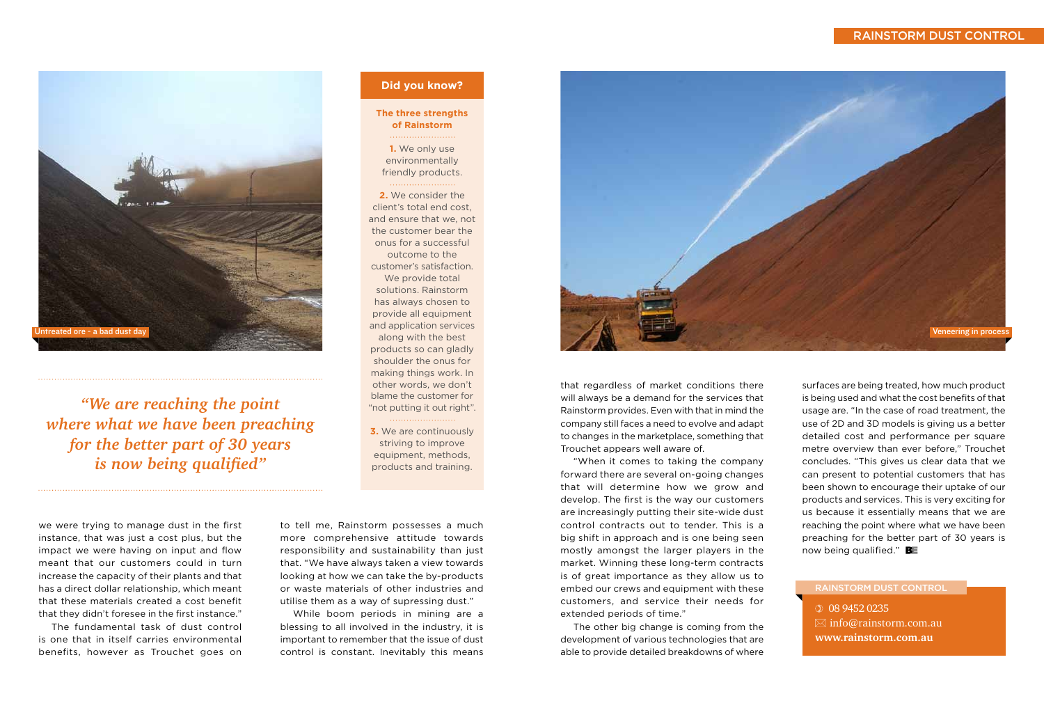Untreated ore - a bad dust day

> *"We are reaching the point where what we have been preaching for the better part of 30 years is now being qualified"*

### Did you know?

**The three strengths of Rainstorm**

**1.** We only use environmentally friendly products.

**2.** We consider the client's total end cost, and ensure that we, not the customer bear the onus for a successful outcome to the customer's satisfaction. We provide total solutions. Rainstorm has always chosen to provide all equipment and application services along with the best products so can gladly shoulder the onus for making things work. In other words, we don't blame the customer for "not putting it out right".

**3.** We are continuously striving to improve equipment, methods, products and training.

Veneering in process

we were trying to manage dust in the first instance, that was just a cost plus, but the impact we were having on input and flow meant that our customers could in turn increase the capacity of their plants and that has a direct dollar relationship, which meant that these materials created a cost benefit that they didn't foresee in the first instance."

The fundamental task of dust control is one that in itself carries environmental benefits, however as Trouchet goes on to tell me, Rainstorm possesses a much more comprehensive attitude towards responsibility and sustainability than just that. "We have always taken a view towards looking at how we can take the by-products or waste materials of other industries and utilise them as a way of supressing dust."

While boom periods in mining are a blessing to all involved in the industry, it is important to remember that the issue of dust control is constant. Inevitably this means that regardless of market conditions there will always be a demand for the services that Rainstorm provides. Even with that in mind the company still faces a need to evolve and adapt to changes in the marketplace, something that Trouchet appears well aware of.

"When it comes to taking the company forward there are several on-going changes that will determine how we grow and develop. The first is the way our customers are increasingly putting their site-wide dust control contracts out to tender. This is a big shift in approach and is one being seen mostly amongst the larger players in the market. Winning these long-term contracts is of great importance as they allow us to embed our crews and equipment with these customers, and service their needs for extended periods of time."

The other big change is coming from the development of various technologies that are able to provide detailed breakdowns of where surfaces are being treated, how much product is being used and what the cost benefits of that usage are. "In the case of road treatment, the use of 2D and 3D models is giving us a better detailed cost and performance per square metre overview than ever before," Trouchet concludes. "This gives us clear data that we can present to potential customers that has been shown to encourage their uptake of our products and services. This is very exciting for us because it essentially means that we are reaching the point where what we have been preaching for the better part of 30 years is now being qualified." BE

**RAINSTORM DUST CONTROL**

08 9452 0235
info@rainstorm.com.au
**www.rainstorm.com.au**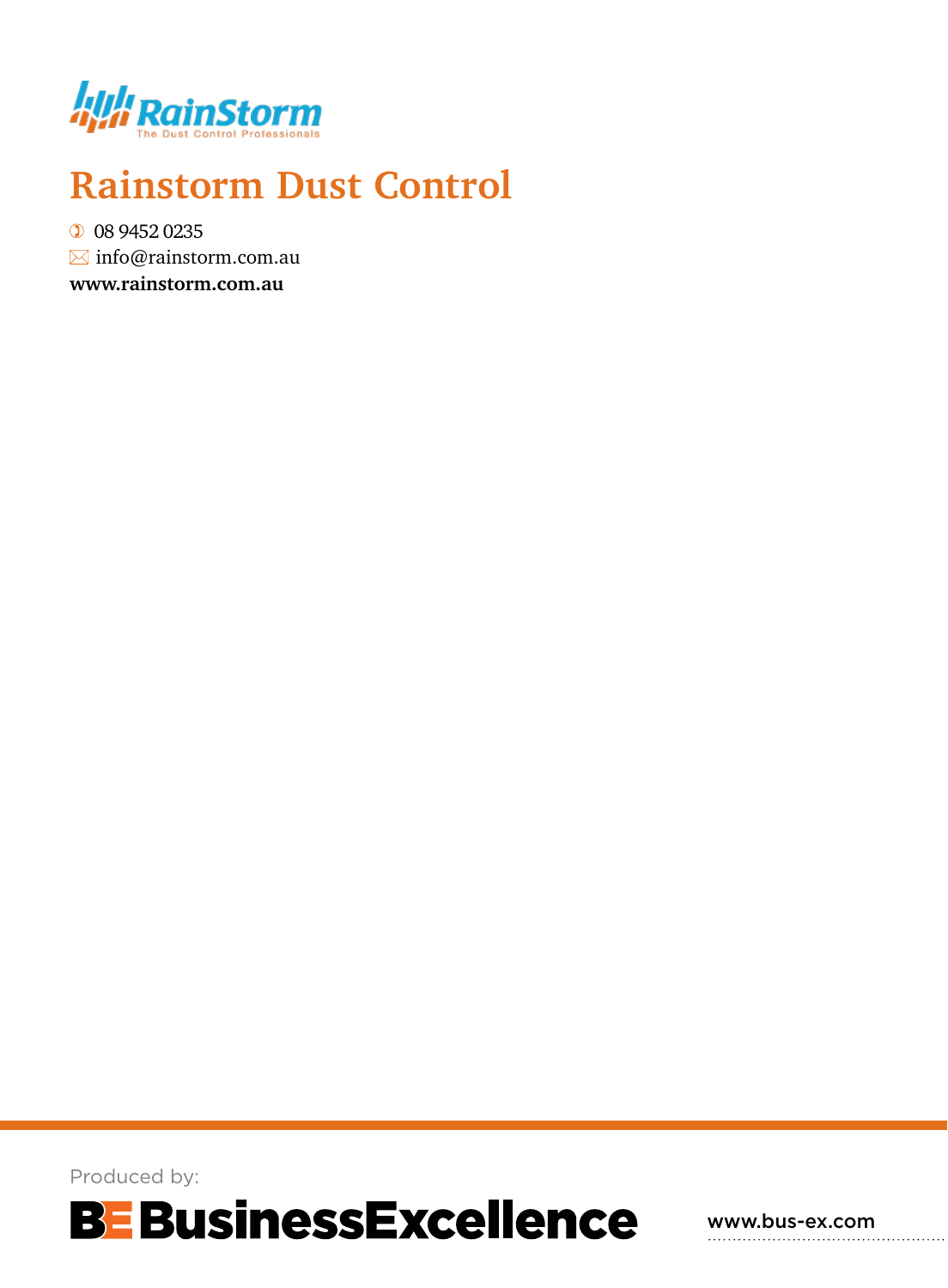RainStorm
The Dust Control Professionals

# Rainstorm Dust Control

08 9452 0235

info@rainstorm.com.au

**www.rainstorm.com.au**

Produced by:

BE BusinessExcellence

www.bus-ex.com